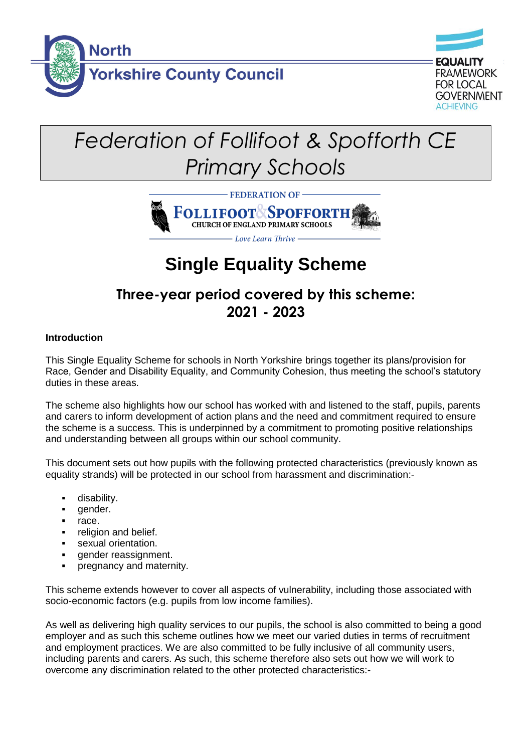North Yorkshire County Council

EQUALITY FRAMEWORK FOR LOCAL GOVERNMENT ACHIEVING

# Federation of Follifoot & Spofforth CE Primary Schools

FEDERATION OF FOLLIFOOT & SPOFFORTH CHURCH OF ENGLAND PRIMARY SCHOOLS

*Love Learn Thrive*

# Single Equality Scheme

## Three-year period covered by this scheme: 2021 - 2023

**Introduction**

This Single Equality Scheme for schools in North Yorkshire brings together its plans/provision for Race, Gender and Disability Equality, and Community Cohesion, thus meeting the school's statutory duties in these areas.

The scheme also highlights how our school has worked with and listened to the staff, pupils, parents and carers to inform development of action plans and the need and commitment required to ensure the scheme is a success. This is underpinned by a commitment to promoting positive relationships and understanding between all groups within our school community.

This document sets out how pupils with the following protected characteristics (previously known as equality strands) will be protected in our school from harassment and discrimination:-

- disability.
- gender.
- race.
- religion and belief.
- sexual orientation.
- gender reassignment.
- pregnancy and maternity.

This scheme extends however to cover all aspects of vulnerability, including those associated with socio-economic factors (e.g. pupils from low income families).

As well as delivering high quality services to our pupils, the school is also committed to being a good employer and as such this scheme outlines how we meet our varied duties in terms of recruitment and employment practices. We are also committed to be fully inclusive of all community users, including parents and carers. As such, this scheme therefore also sets out how we will work to overcome any discrimination related to the other protected characteristics:-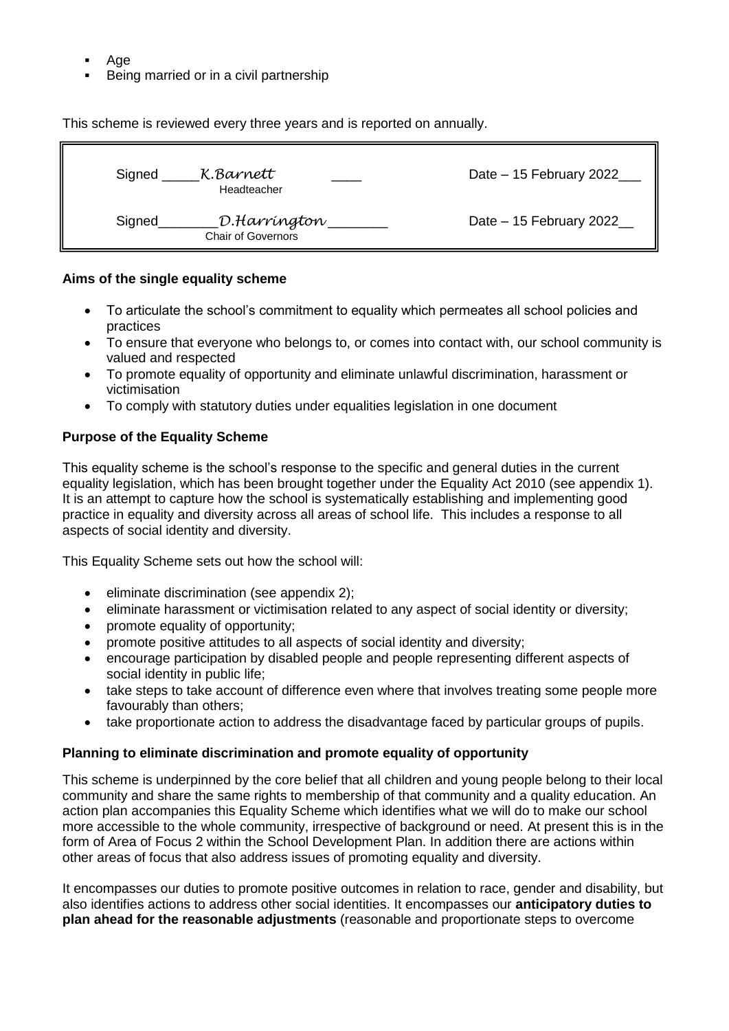- Age
- Being married or in a civil partnership

This scheme is reviewed every three years and is reported on annually.

| | |
|---|---|
| Signed _____*K.Barnett*_____ Headteacher | Date – 15 February 2022___ |
| Signed_______*D.Harrington*_______ Chair of Governors | Date – 15 February 2022__ |

**Aims of the single equality scheme**

- To articulate the school's commitment to equality which permeates all school policies and practices
- To ensure that everyone who belongs to, or comes into contact with, our school community is valued and respected
- To promote equality of opportunity and eliminate unlawful discrimination, harassment or victimisation
- To comply with statutory duties under equalities legislation in one document

**Purpose of the Equality Scheme**

This equality scheme is the school's response to the specific and general duties in the current equality legislation, which has been brought together under the Equality Act 2010 (see appendix 1). It is an attempt to capture how the school is systematically establishing and implementing good practice in equality and diversity across all areas of school life. This includes a response to all aspects of social identity and diversity.

This Equality Scheme sets out how the school will:

- eliminate discrimination (see appendix 2);
- eliminate harassment or victimisation related to any aspect of social identity or diversity;
- promote equality of opportunity;
- promote positive attitudes to all aspects of social identity and diversity;
- encourage participation by disabled people and people representing different aspects of social identity in public life;
- take steps to take account of difference even where that involves treating some people more favourably than others;
- take proportionate action to address the disadvantage faced by particular groups of pupils.

**Planning to eliminate discrimination and promote equality of opportunity**

This scheme is underpinned by the core belief that all children and young people belong to their local community and share the same rights to membership of that community and a quality education. An action plan accompanies this Equality Scheme which identifies what we will do to make our school more accessible to the whole community, irrespective of background or need. At present this is in the form of Area of Focus 2 within the School Development Plan. In addition there are actions within other areas of focus that also address issues of promoting equality and diversity.

It encompasses our duties to promote positive outcomes in relation to race, gender and disability, but also identifies actions to address other social identities. It encompasses our **anticipatory duties to plan ahead for the reasonable adjustments** (reasonable and proportionate steps to overcome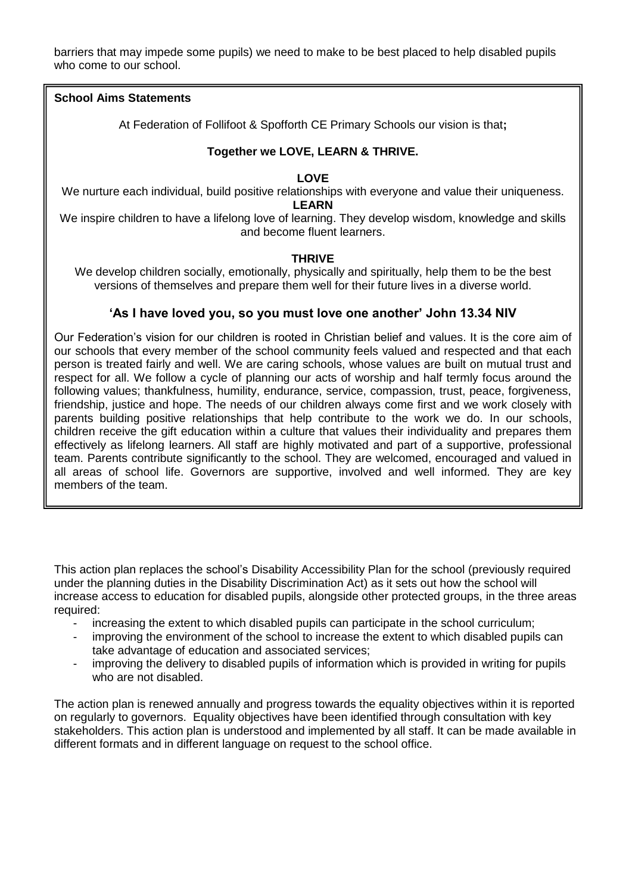barriers that may impede some pupils) we need to make to be best placed to help disabled pupils who come to our school.

**School Aims Statements**

At Federation of Follifoot & Spofforth CE Primary Schools our vision is that**;**

**Together we LOVE, LEARN & THRIVE.**

**LOVE**

We nurture each individual, build positive relationships with everyone and value their uniqueness.

**LEARN**

We inspire children to have a lifelong love of learning. They develop wisdom, knowledge and skills and become fluent learners.

**THRIVE**

We develop children socially, emotionally, physically and spiritually, help them to be the best versions of themselves and prepare them well for their future lives in a diverse world.

**'As I have loved you, so you must love one another' John 13.34 NIV**

Our Federation's vision for our children is rooted in Christian belief and values. It is the core aim of our schools that every member of the school community feels valued and respected and that each person is treated fairly and well. We are caring schools, whose values are built on mutual trust and respect for all. We follow a cycle of planning our acts of worship and half termly focus around the following values; thankfulness, humility, endurance, service, compassion, trust, peace, forgiveness, friendship, justice and hope. The needs of our children always come first and we work closely with parents building positive relationships that help contribute to the work we do. In our schools, children receive the gift education within a culture that values their individuality and prepares them effectively as lifelong learners. All staff are highly motivated and part of a supportive, professional team. Parents contribute significantly to the school. They are welcomed, encouraged and valued in all areas of school life. Governors are supportive, involved and well informed. They are key members of the team.

This action plan replaces the school's Disability Accessibility Plan for the school (previously required under the planning duties in the Disability Discrimination Act) as it sets out how the school will increase access to education for disabled pupils, alongside other protected groups, in the three areas required:

- increasing the extent to which disabled pupils can participate in the school curriculum;
- improving the environment of the school to increase the extent to which disabled pupils can take advantage of education and associated services;
- improving the delivery to disabled pupils of information which is provided in writing for pupils who are not disabled.

The action plan is renewed annually and progress towards the equality objectives within it is reported on regularly to governors. Equality objectives have been identified through consultation with key stakeholders. This action plan is understood and implemented by all staff. It can be made available in different formats and in different language on request to the school office.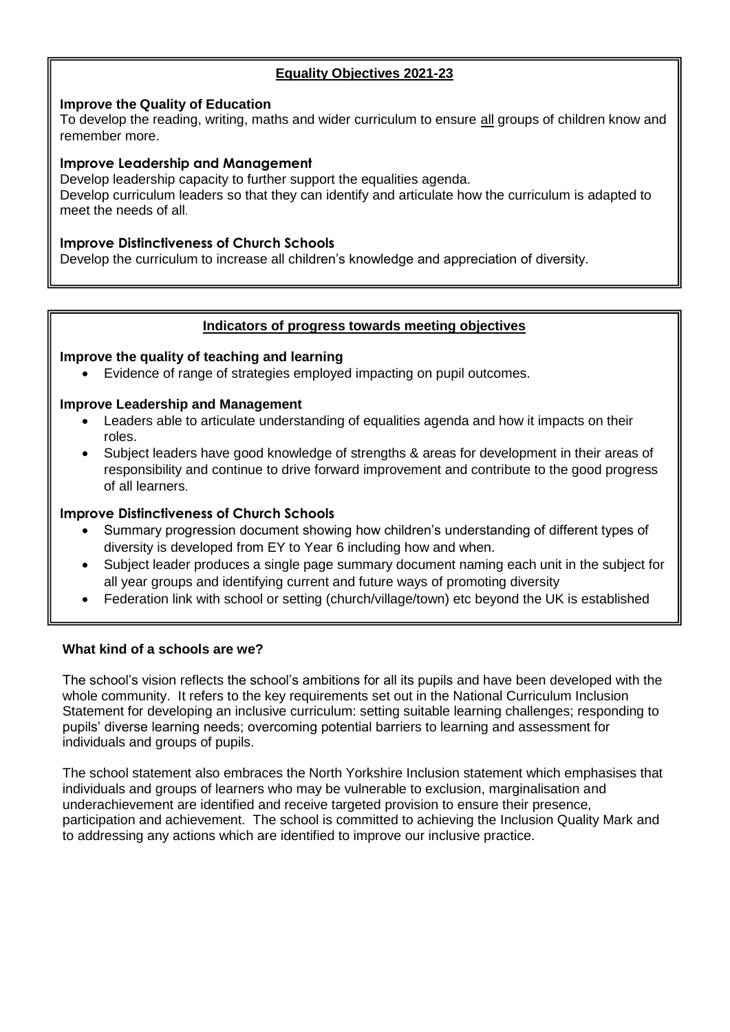## Equality Objectives 2021-23

**Improve the Quality of Education**

To develop the reading, writing, maths and wider curriculum to ensure all groups of children know and remember more.

**Improve Leadership and Management**

Develop leadership capacity to further support the equalities agenda.

Develop curriculum leaders so that they can identify and articulate how the curriculum is adapted to meet the needs of all.

**Improve Distinctiveness of Church Schools**

Develop the curriculum to increase all children's knowledge and appreciation of diversity.

## Indicators of progress towards meeting objectives

**Improve the quality of teaching and learning**

- Evidence of range of strategies employed impacting on pupil outcomes.

**Improve Leadership and Management**

- Leaders able to articulate understanding of equalities agenda and how it impacts on their roles.
- Subject leaders have good knowledge of strengths & areas for development in their areas of responsibility and continue to drive forward improvement and contribute to the good progress of all learners.

**Improve Distinctiveness of Church Schools**

- Summary progression document showing how children's understanding of different types of diversity is developed from EY to Year 6 including how and when.
- Subject leader produces a single page summary document naming each unit in the subject for all year groups and identifying current and future ways of promoting diversity
- Federation link with school or setting (church/village/town) etc beyond the UK is established

**What kind of a schools are we?**

The school's vision reflects the school's ambitions for all its pupils and have been developed with the whole community. It refers to the key requirements set out in the National Curriculum Inclusion Statement for developing an inclusive curriculum: setting suitable learning challenges; responding to pupils' diverse learning needs; overcoming potential barriers to learning and assessment for individuals and groups of pupils.

The school statement also embraces the North Yorkshire Inclusion statement which emphasises that individuals and groups of learners who may be vulnerable to exclusion, marginalisation and underachievement are identified and receive targeted provision to ensure their presence, participation and achievement. The school is committed to achieving the Inclusion Quality Mark and to addressing any actions which are identified to improve our inclusive practice.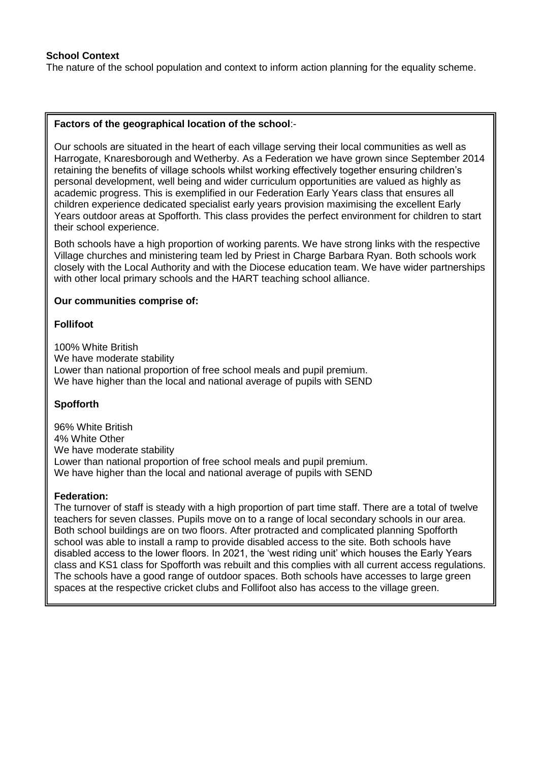**School Context**

The nature of the school population and context to inform action planning for the equality scheme.

**Factors of the geographical location of the school**:-

Our schools are situated in the heart of each village serving their local communities as well as Harrogate, Knaresborough and Wetherby. As a Federation we have grown since September 2014 retaining the benefits of village schools whilst working effectively together ensuring children's personal development, well being and wider curriculum opportunities are valued as highly as academic progress. This is exemplified in our Federation Early Years class that ensures all children experience dedicated specialist early years provision maximising the excellent Early Years outdoor areas at Spofforth. This class provides the perfect environment for children to start their school experience.

Both schools have a high proportion of working parents. We have strong links with the respective Village churches and ministering team led by Priest in Charge Barbara Ryan. Both schools work closely with the Local Authority and with the Diocese education team. We have wider partnerships with other local primary schools and the HART teaching school alliance.

**Our communities comprise of:**

**Follifoot**

100% White British
We have moderate stability
Lower than national proportion of free school meals and pupil premium.
We have higher than the local and national average of pupils with SEND

**Spofforth**

96% White British
4% White Other
We have moderate stability
Lower than national proportion of free school meals and pupil premium.
We have higher than the local and national average of pupils with SEND

**Federation:**

The turnover of staff is steady with a high proportion of part time staff. There are a total of twelve teachers for seven classes. Pupils move on to a range of local secondary schools in our area. Both school buildings are on two floors. After protracted and complicated planning Spofforth school was able to install a ramp to provide disabled access to the site. Both schools have disabled access to the lower floors. In 2021, the 'west riding unit' which houses the Early Years class and KS1 class for Spofforth was rebuilt and this complies with all current access regulations. The schools have a good range of outdoor spaces. Both schools have accesses to large green spaces at the respective cricket clubs and Follifoot also has access to the village green.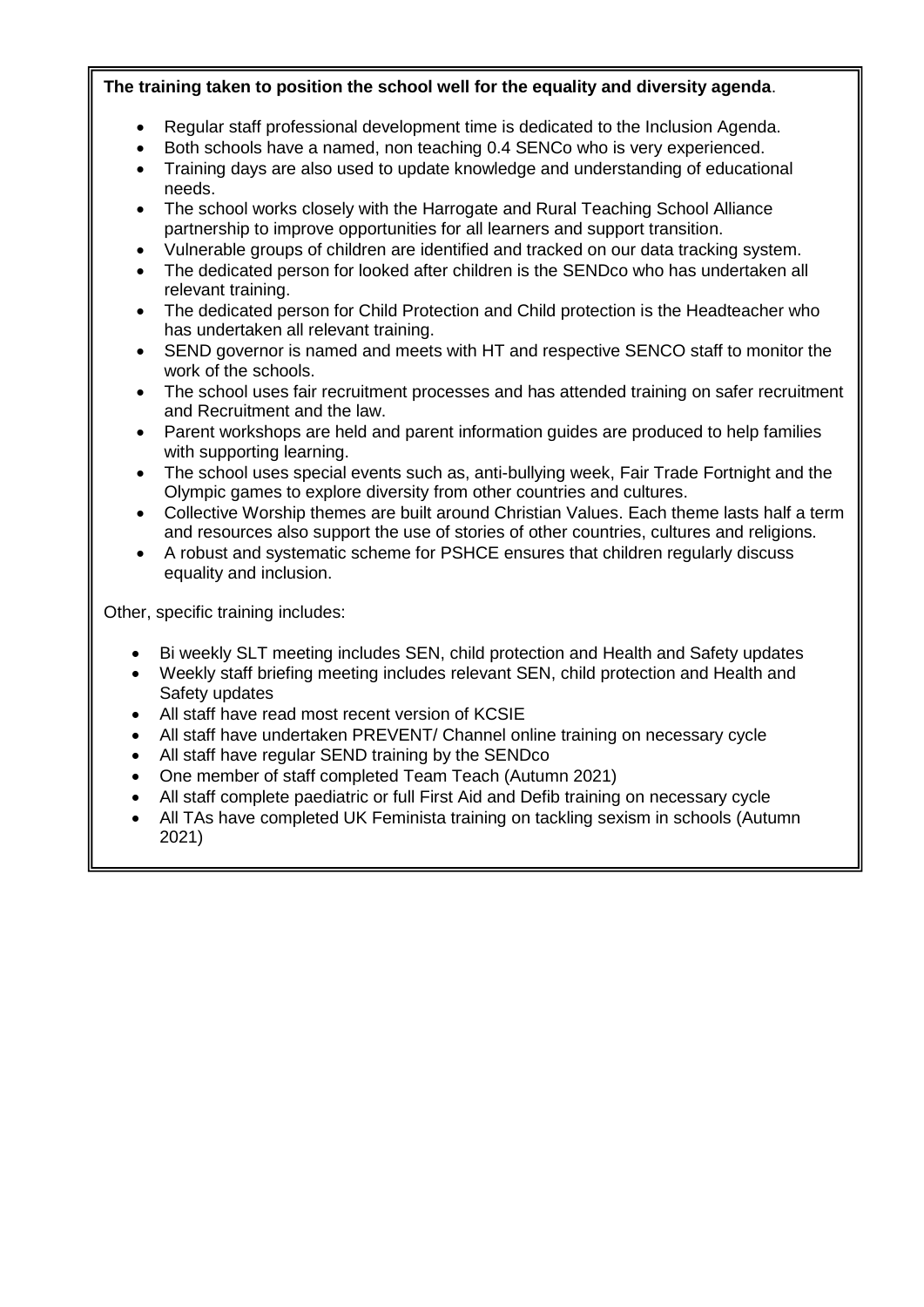**The training taken to position the school well for the equality and diversity agenda**.

- Regular staff professional development time is dedicated to the Inclusion Agenda.
- Both schools have a named, non teaching 0.4 SENCo who is very experienced.
- Training days are also used to update knowledge and understanding of educational needs.
- The school works closely with the Harrogate and Rural Teaching School Alliance partnership to improve opportunities for all learners and support transition.
- Vulnerable groups of children are identified and tracked on our data tracking system.
- The dedicated person for looked after children is the SENDco who has undertaken all relevant training.
- The dedicated person for Child Protection and Child protection is the Headteacher who has undertaken all relevant training.
- SEND governor is named and meets with HT and respective SENCO staff to monitor the work of the schools.
- The school uses fair recruitment processes and has attended training on safer recruitment and Recruitment and the law.
- Parent workshops are held and parent information guides are produced to help families with supporting learning.
- The school uses special events such as, anti-bullying week, Fair Trade Fortnight and the Olympic games to explore diversity from other countries and cultures.
- Collective Worship themes are built around Christian Values. Each theme lasts half a term and resources also support the use of stories of other countries, cultures and religions.
- A robust and systematic scheme for PSHCE ensures that children regularly discuss equality and inclusion.

Other, specific training includes:

- Bi weekly SLT meeting includes SEN, child protection and Health and Safety updates
- Weekly staff briefing meeting includes relevant SEN, child protection and Health and Safety updates
- All staff have read most recent version of KCSIE
- All staff have undertaken PREVENT/ Channel online training on necessary cycle
- All staff have regular SEND training by the SENDco
- One member of staff completed Team Teach (Autumn 2021)
- All staff complete paediatric or full First Aid and Defib training on necessary cycle
- All TAs have completed UK Feminista training on tackling sexism in schools (Autumn 2021)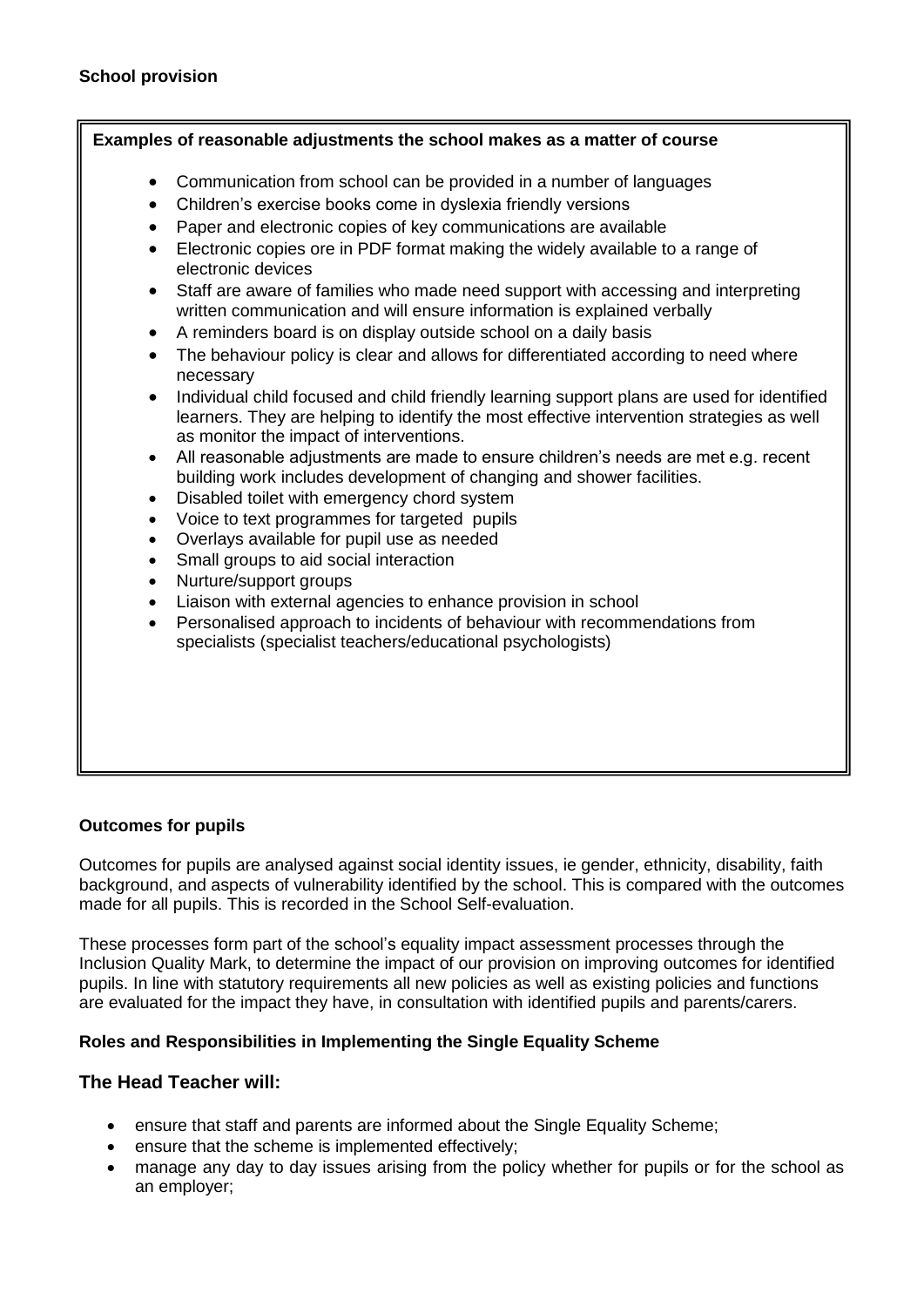**School provision**

**Examples of reasonable adjustments the school makes as a matter of course**

- Communication from school can be provided in a number of languages
- Children's exercise books come in dyslexia friendly versions
- Paper and electronic copies of key communications are available
- Electronic copies ore in PDF format making the widely available to a range of electronic devices
- Staff are aware of families who made need support with accessing and interpreting written communication and will ensure information is explained verbally
- A reminders board is on display outside school on a daily basis
- The behaviour policy is clear and allows for differentiated according to need where necessary
- Individual child focused and child friendly learning support plans are used for identified learners. They are helping to identify the most effective intervention strategies as well as monitor the impact of interventions.
- All reasonable adjustments are made to ensure children's needs are met e.g. recent building work includes development of changing and shower facilities.
- Disabled toilet with emergency chord system
- Voice to text programmes for targeted pupils
- Overlays available for pupil use as needed
- Small groups to aid social interaction
- Nurture/support groups
- Liaison with external agencies to enhance provision in school
- Personalised approach to incidents of behaviour with recommendations from specialists (specialist teachers/educational psychologists)

**Outcomes for pupils**

Outcomes for pupils are analysed against social identity issues, ie gender, ethnicity, disability, faith background, and aspects of vulnerability identified by the school. This is compared with the outcomes made for all pupils. This is recorded in the School Self-evaluation.

These processes form part of the school's equality impact assessment processes through the Inclusion Quality Mark, to determine the impact of our provision on improving outcomes for identified pupils. In line with statutory requirements all new policies as well as existing policies and functions are evaluated for the impact they have, in consultation with identified pupils and parents/carers.

**Roles and Responsibilities in Implementing the Single Equality Scheme**

### The Head Teacher will:

- ensure that staff and parents are informed about the Single Equality Scheme;
- ensure that the scheme is implemented effectively;
- manage any day to day issues arising from the policy whether for pupils or for the school as an employer;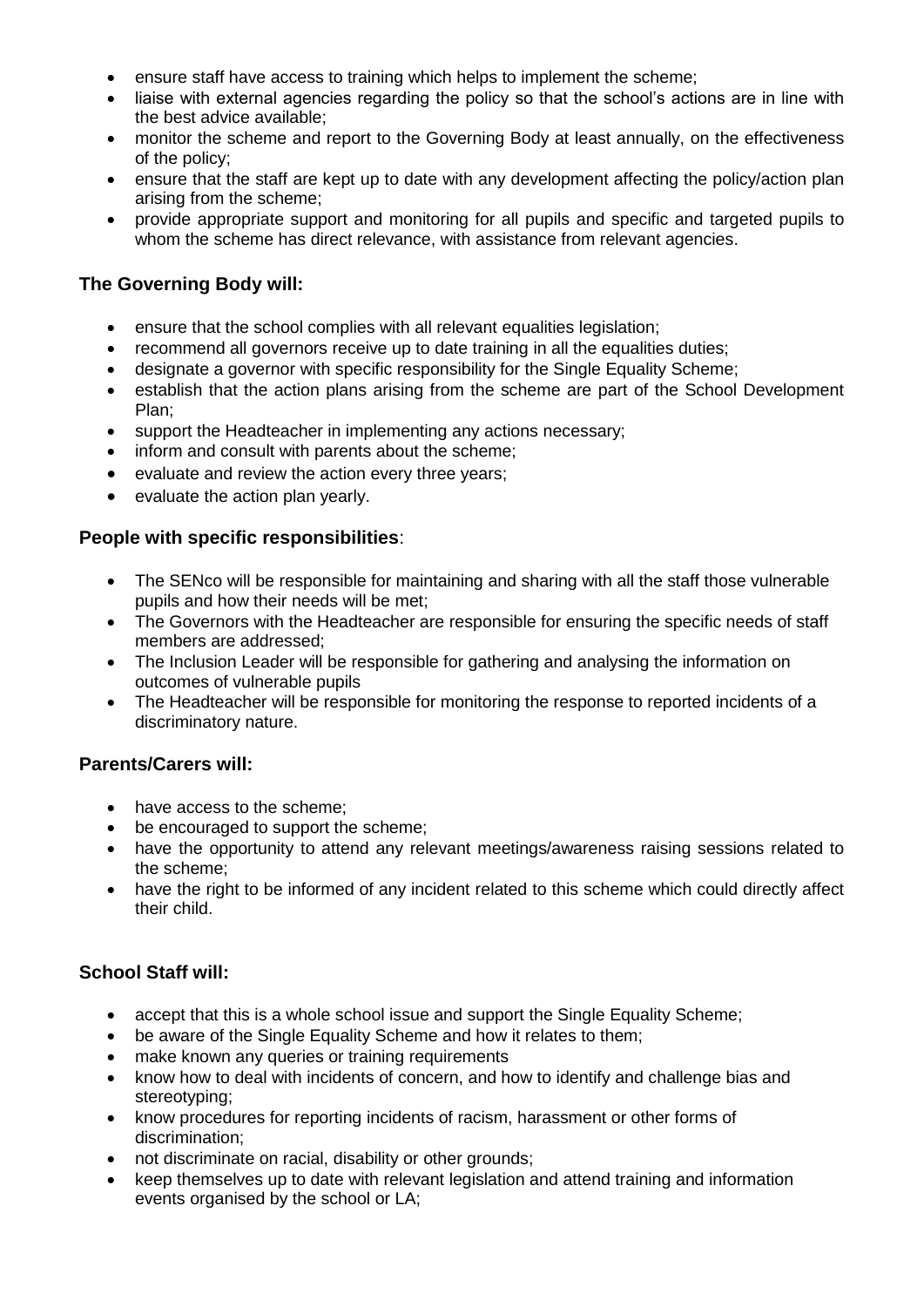- ensure staff have access to training which helps to implement the scheme;
- liaise with external agencies regarding the policy so that the school's actions are in line with the best advice available;
- monitor the scheme and report to the Governing Body at least annually, on the effectiveness of the policy;
- ensure that the staff are kept up to date with any development affecting the policy/action plan arising from the scheme;
- provide appropriate support and monitoring for all pupils and specific and targeted pupils to whom the scheme has direct relevance, with assistance from relevant agencies.

### The Governing Body will:

- ensure that the school complies with all relevant equalities legislation;
- recommend all governors receive up to date training in all the equalities duties;
- designate a governor with specific responsibility for the Single Equality Scheme;
- establish that the action plans arising from the scheme are part of the School Development Plan;
- support the Headteacher in implementing any actions necessary;
- inform and consult with parents about the scheme;
- evaluate and review the action every three years;
- evaluate the action plan yearly.

### People with specific responsibilities:

- The SENco will be responsible for maintaining and sharing with all the staff those vulnerable pupils and how their needs will be met;
- The Governors with the Headteacher are responsible for ensuring the specific needs of staff members are addressed;
- The Inclusion Leader will be responsible for gathering and analysing the information on outcomes of vulnerable pupils
- The Headteacher will be responsible for monitoring the response to reported incidents of a discriminatory nature.

### Parents/Carers will:

- have access to the scheme;
- be encouraged to support the scheme;
- have the opportunity to attend any relevant meetings/awareness raising sessions related to the scheme;
- have the right to be informed of any incident related to this scheme which could directly affect their child.

### School Staff will:

- accept that this is a whole school issue and support the Single Equality Scheme;
- be aware of the Single Equality Scheme and how it relates to them;
- make known any queries or training requirements
- know how to deal with incidents of concern, and how to identify and challenge bias and stereotyping;
- know procedures for reporting incidents of racism, harassment or other forms of discrimination;
- not discriminate on racial, disability or other grounds;
- keep themselves up to date with relevant legislation and attend training and information events organised by the school or LA;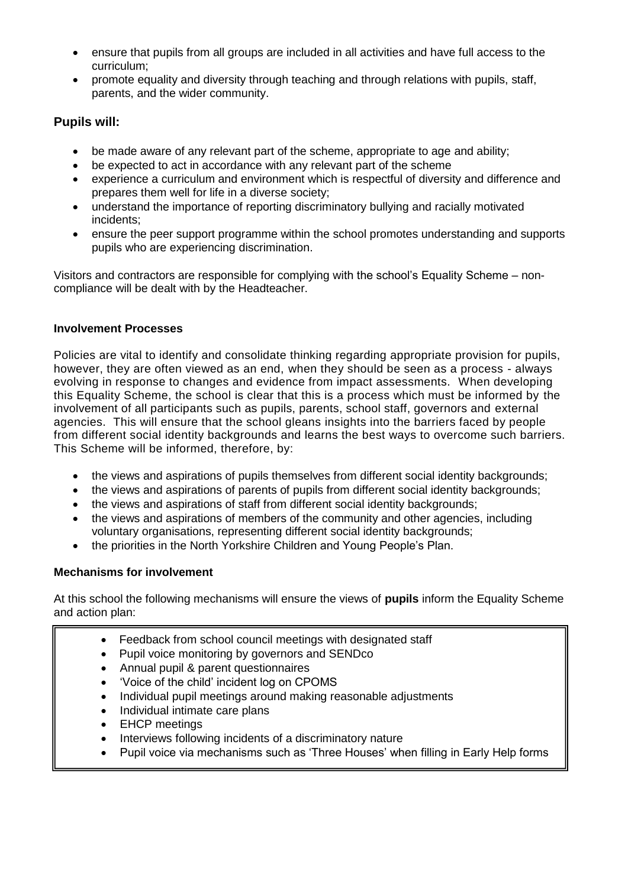- ensure that pupils from all groups are included in all activities and have full access to the curriculum;
- promote equality and diversity through teaching and through relations with pupils, staff, parents, and the wider community.

### Pupils will:

- be made aware of any relevant part of the scheme, appropriate to age and ability;
- be expected to act in accordance with any relevant part of the scheme
- experience a curriculum and environment which is respectful of diversity and difference and prepares them well for life in a diverse society;
- understand the importance of reporting discriminatory bullying and racially motivated incidents;
- ensure the peer support programme within the school promotes understanding and supports pupils who are experiencing discrimination.

Visitors and contractors are responsible for complying with the school's Equality Scheme – non-compliance will be dealt with by the Headteacher.

**Involvement Processes**

Policies are vital to identify and consolidate thinking regarding appropriate provision for pupils, however, they are often viewed as an end, when they should be seen as a process - always evolving in response to changes and evidence from impact assessments. When developing this Equality Scheme, the school is clear that this is a process which must be informed by the involvement of all participants such as pupils, parents, school staff, governors and external agencies. This will ensure that the school gleans insights into the barriers faced by people from different social identity backgrounds and learns the best ways to overcome such barriers. This Scheme will be informed, therefore, by:

- the views and aspirations of pupils themselves from different social identity backgrounds;
- the views and aspirations of parents of pupils from different social identity backgrounds;
- the views and aspirations of staff from different social identity backgrounds;
- the views and aspirations of members of the community and other agencies, including voluntary organisations, representing different social identity backgrounds;
- the priorities in the North Yorkshire Children and Young People's Plan.

**Mechanisms for involvement**

At this school the following mechanisms will ensure the views of **pupils** inform the Equality Scheme and action plan:

- Feedback from school council meetings with designated staff
- Pupil voice monitoring by governors and SENDco
- Annual pupil & parent questionnaires
- 'Voice of the child' incident log on CPOMS
- Individual pupil meetings around making reasonable adjustments
- Individual intimate care plans
- EHCP meetings
- Interviews following incidents of a discriminatory nature
- Pupil voice via mechanisms such as 'Three Houses' when filling in Early Help forms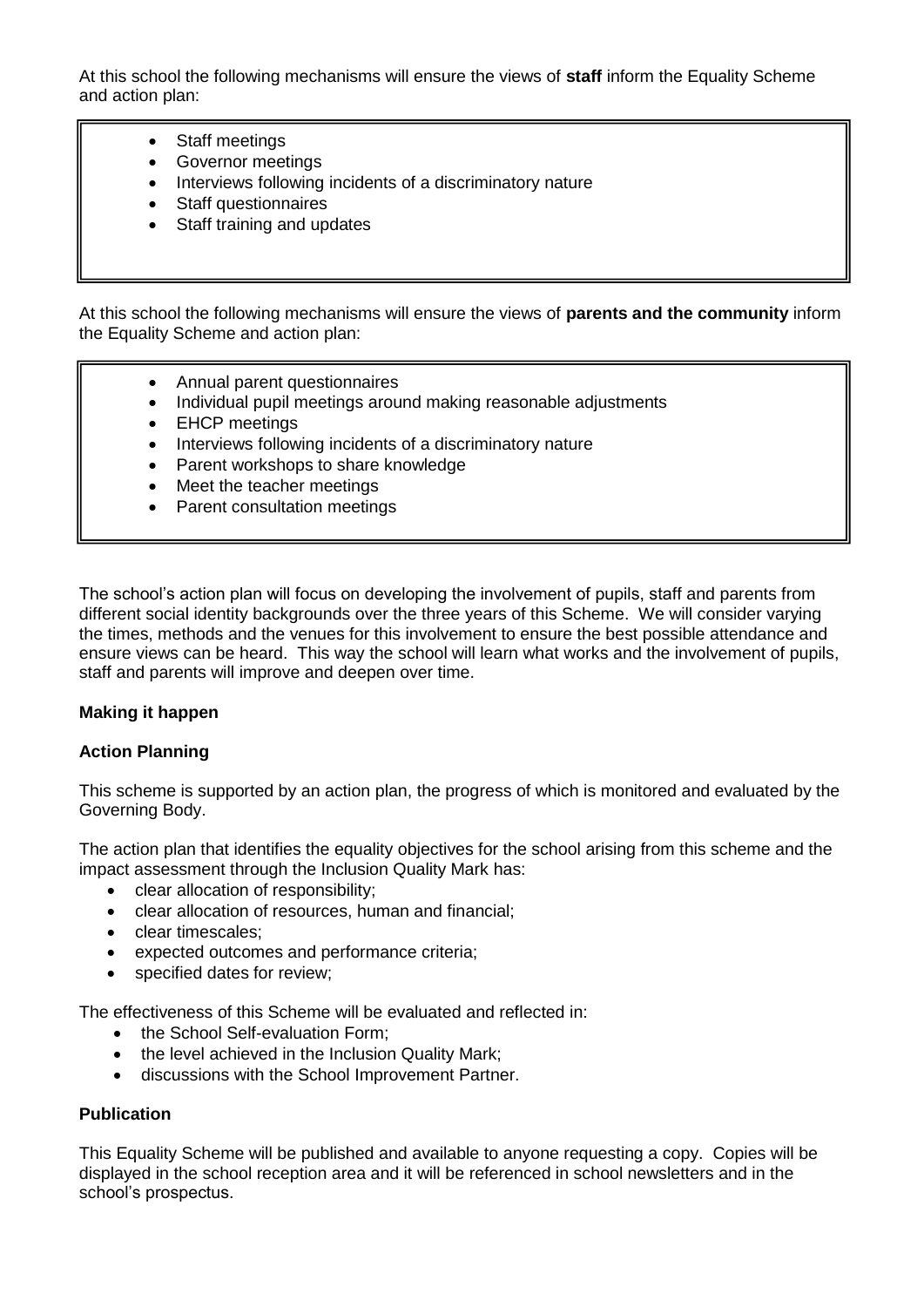At this school the following mechanisms will ensure the views of **staff** inform the Equality Scheme and action plan:

- Staff meetings
- Governor meetings
- Interviews following incidents of a discriminatory nature
- Staff questionnaires
- Staff training and updates

At this school the following mechanisms will ensure the views of **parents and the community** inform the Equality Scheme and action plan:

- Annual parent questionnaires
- Individual pupil meetings around making reasonable adjustments
- EHCP meetings
- Interviews following incidents of a discriminatory nature
- Parent workshops to share knowledge
- Meet the teacher meetings
- Parent consultation meetings

The school's action plan will focus on developing the involvement of pupils, staff and parents from different social identity backgrounds over the three years of this Scheme. We will consider varying the times, methods and the venues for this involvement to ensure the best possible attendance and ensure views can be heard. This way the school will learn what works and the involvement of pupils, staff and parents will improve and deepen over time.

**Making it happen**

**Action Planning**

This scheme is supported by an action plan, the progress of which is monitored and evaluated by the Governing Body.

The action plan that identifies the equality objectives for the school arising from this scheme and the impact assessment through the Inclusion Quality Mark has:

- clear allocation of responsibility;
- clear allocation of resources, human and financial;
- clear timescales;
- expected outcomes and performance criteria;
- specified dates for review;

The effectiveness of this Scheme will be evaluated and reflected in:

- the School Self-evaluation Form;
- the level achieved in the Inclusion Quality Mark;
- discussions with the School Improvement Partner.

**Publication**

This Equality Scheme will be published and available to anyone requesting a copy. Copies will be displayed in the school reception area and it will be referenced in school newsletters and in the school's prospectus.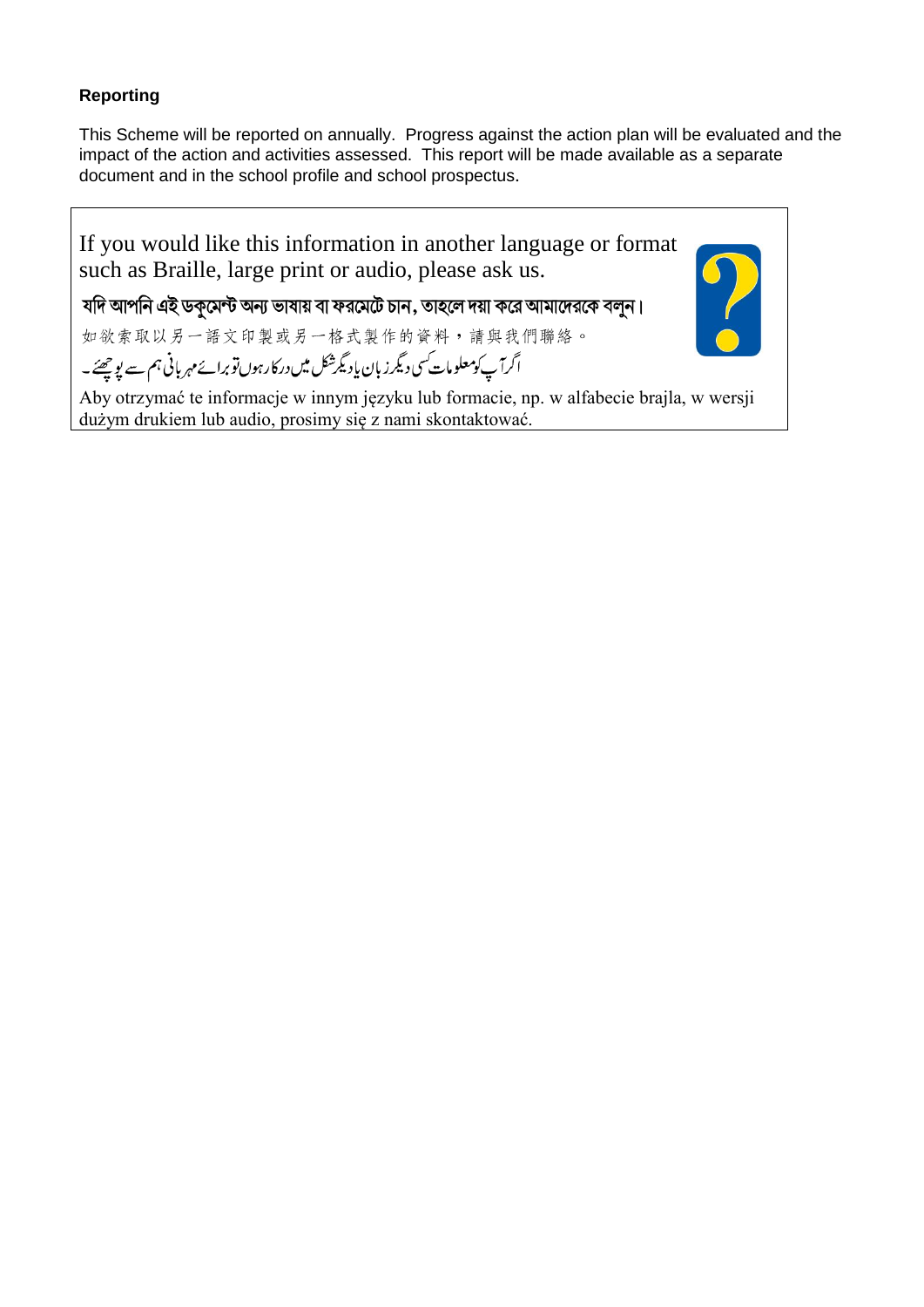**Reporting**

This Scheme will be reported on annually. Progress against the action plan will be evaluated and the impact of the action and activities assessed. This report will be made available as a separate document and in the school profile and school prospectus.

If you would like this information in another language or format such as Braille, large print or audio, please ask us.

যদি আপনি এই ডকুমেন্ট অন্য ভাষায় বা ফরমেটে চান, তাহলে দয়া করে আমাদেরকে বলুন।

如欲索取以另一語文印製或另一格式製作的資料，請與我們聯絡。

اگر آپ کو معلومات کسی دیگر زبان یا دیگر شکل میں درکار ہوں تو برائے مہربانی ہم سے پوچھئے۔

Aby otrzymać te informacje w innym języku lub formacie, np. w alfabecie brajla, w wersji dużym drukiem lub audio, prosimy się z nami skontaktować.